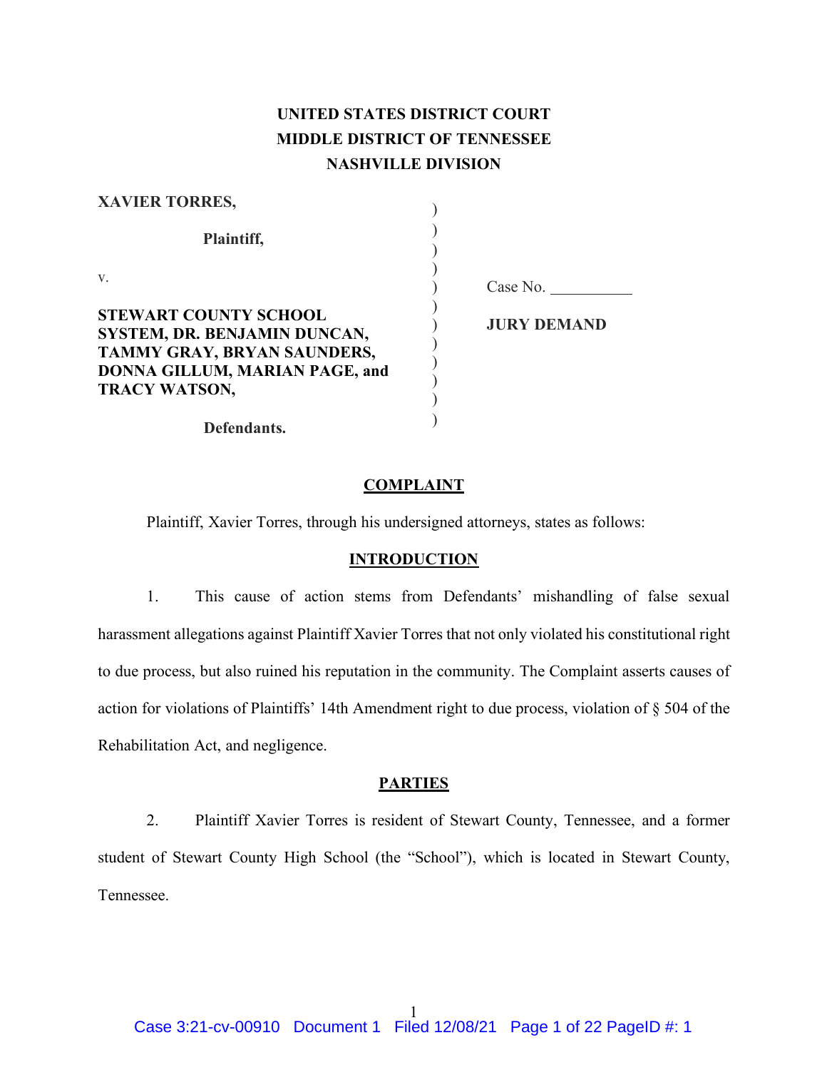**UNITED STATES DISTRICT COURT**
**MIDDLE DISTRICT OF TENNESSEE**
**NASHVILLE DIVISION**

**XAVIER TORRES,**

**Plaintiff,**

v.

**STEWART COUNTY SCHOOL SYSTEM, DR. BENJAMIN DUNCAN, TAMMY GRAY, BRYAN SAUNDERS, DONNA GILLUM, MARIAN PAGE, and TRACY WATSON,**

**Defendants.**

Case No. __________

**JURY DEMAND**

## COMPLAINT

Plaintiff, Xavier Torres, through his undersigned attorneys, states as follows:

## INTRODUCTION

1. This cause of action stems from Defendants' mishandling of false sexual harassment allegations against Plaintiff Xavier Torres that not only violated his constitutional right to due process, but also ruined his reputation in the community. The Complaint asserts causes of action for violations of Plaintiffs' 14th Amendment right to due process, violation of § 504 of the Rehabilitation Act, and negligence.

## PARTIES

2. Plaintiff Xavier Torres is resident of Stewart County, Tennessee, and a former student of Stewart County High School (the "School"), which is located in Stewart County, Tennessee.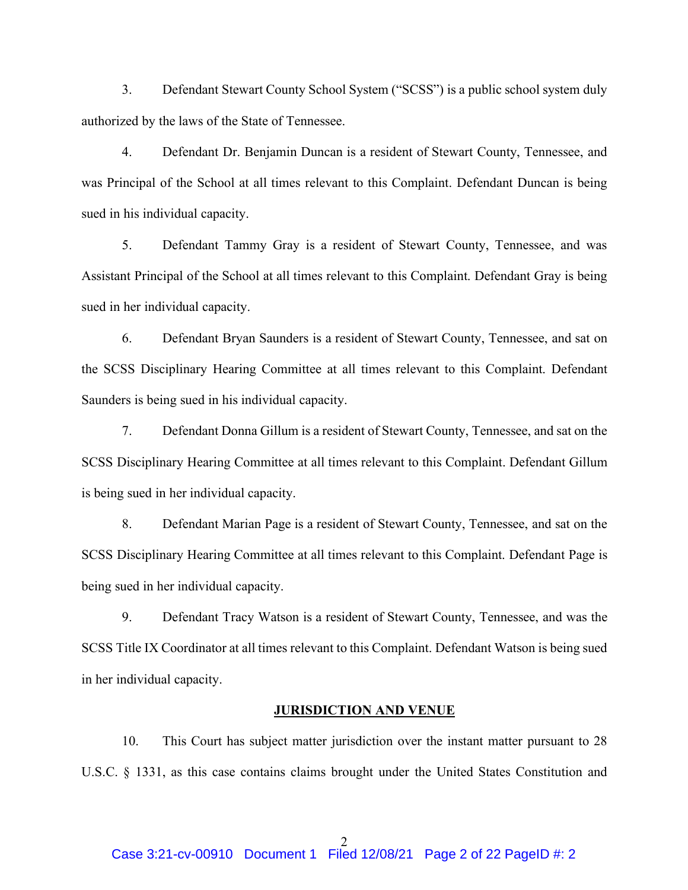3. Defendant Stewart County School System ("SCSS") is a public school system duly authorized by the laws of the State of Tennessee.

4. Defendant Dr. Benjamin Duncan is a resident of Stewart County, Tennessee, and was Principal of the School at all times relevant to this Complaint. Defendant Duncan is being sued in his individual capacity.

5. Defendant Tammy Gray is a resident of Stewart County, Tennessee, and was Assistant Principal of the School at all times relevant to this Complaint. Defendant Gray is being sued in her individual capacity.

6. Defendant Bryan Saunders is a resident of Stewart County, Tennessee, and sat on the SCSS Disciplinary Hearing Committee at all times relevant to this Complaint. Defendant Saunders is being sued in his individual capacity.

7. Defendant Donna Gillum is a resident of Stewart County, Tennessee, and sat on the SCSS Disciplinary Hearing Committee at all times relevant to this Complaint. Defendant Gillum is being sued in her individual capacity.

8. Defendant Marian Page is a resident of Stewart County, Tennessee, and sat on the SCSS Disciplinary Hearing Committee at all times relevant to this Complaint. Defendant Page is being sued in her individual capacity.

9. Defendant Tracy Watson is a resident of Stewart County, Tennessee, and was the SCSS Title IX Coordinator at all times relevant to this Complaint. Defendant Watson is being sued in her individual capacity.

## JURISDICTION AND VENUE

10. This Court has subject matter jurisdiction over the instant matter pursuant to 28 U.S.C. § 1331, as this case contains claims brought under the United States Constitution and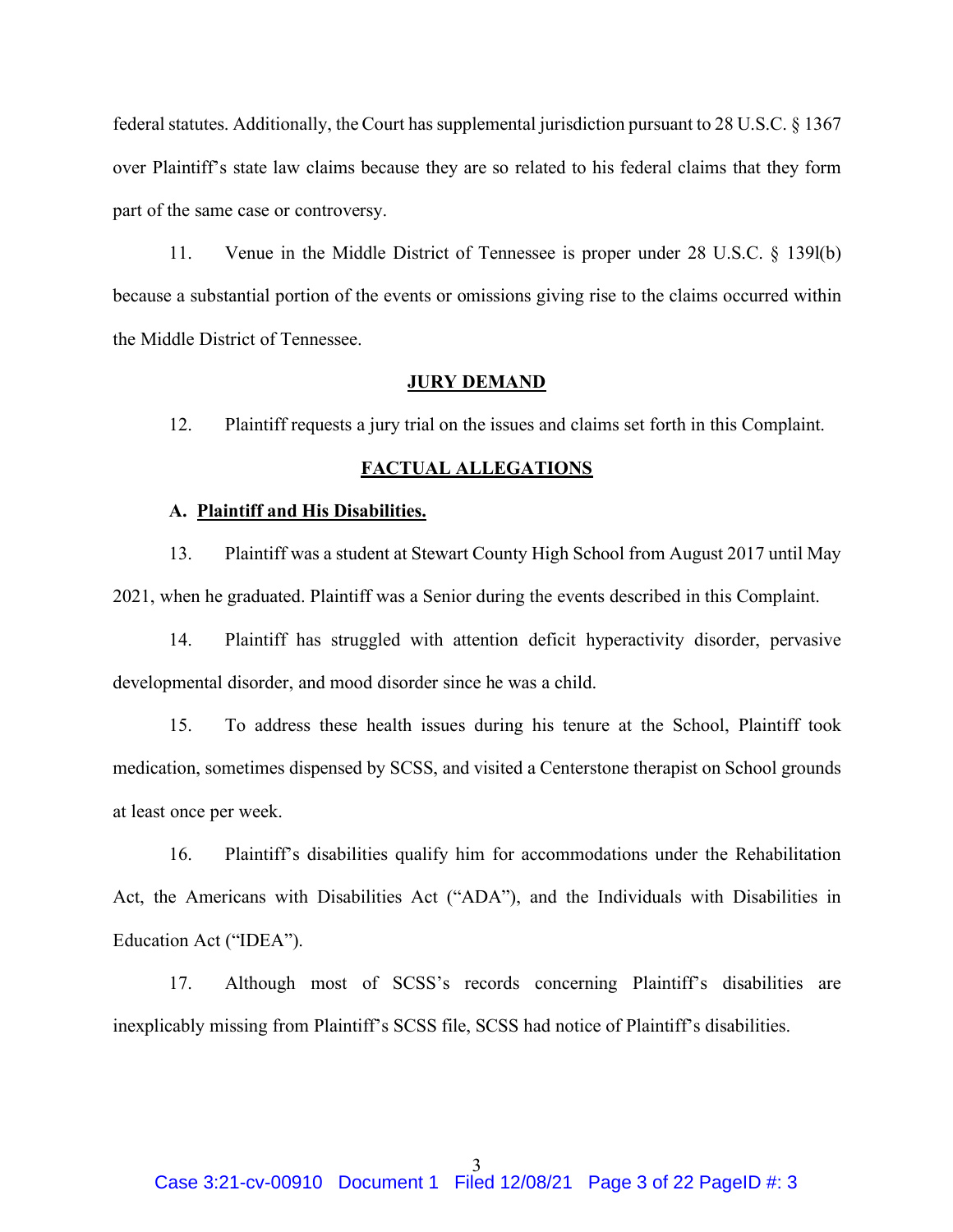federal statutes. Additionally, the Court has supplemental jurisdiction pursuant to 28 U.S.C. § 1367 over Plaintiff's state law claims because they are so related to his federal claims that they form part of the same case or controversy.

11. Venue in the Middle District of Tennessee is proper under 28 U.S.C. § 139l(b) because a substantial portion of the events or omissions giving rise to the claims occurred within the Middle District of Tennessee.

## JURY DEMAND

12. Plaintiff requests a jury trial on the issues and claims set forth in this Complaint.

## FACTUAL ALLEGATIONS

### A. Plaintiff and His Disabilities.

13. Plaintiff was a student at Stewart County High School from August 2017 until May 2021, when he graduated. Plaintiff was a Senior during the events described in this Complaint.

14. Plaintiff has struggled with attention deficit hyperactivity disorder, pervasive developmental disorder, and mood disorder since he was a child.

15. To address these health issues during his tenure at the School, Plaintiff took medication, sometimes dispensed by SCSS, and visited a Centerstone therapist on School grounds at least once per week.

16. Plaintiff's disabilities qualify him for accommodations under the Rehabilitation Act, the Americans with Disabilities Act ("ADA"), and the Individuals with Disabilities in Education Act ("IDEA").

17. Although most of SCSS's records concerning Plaintiff's disabilities are inexplicably missing from Plaintiff's SCSS file, SCSS had notice of Plaintiff's disabilities.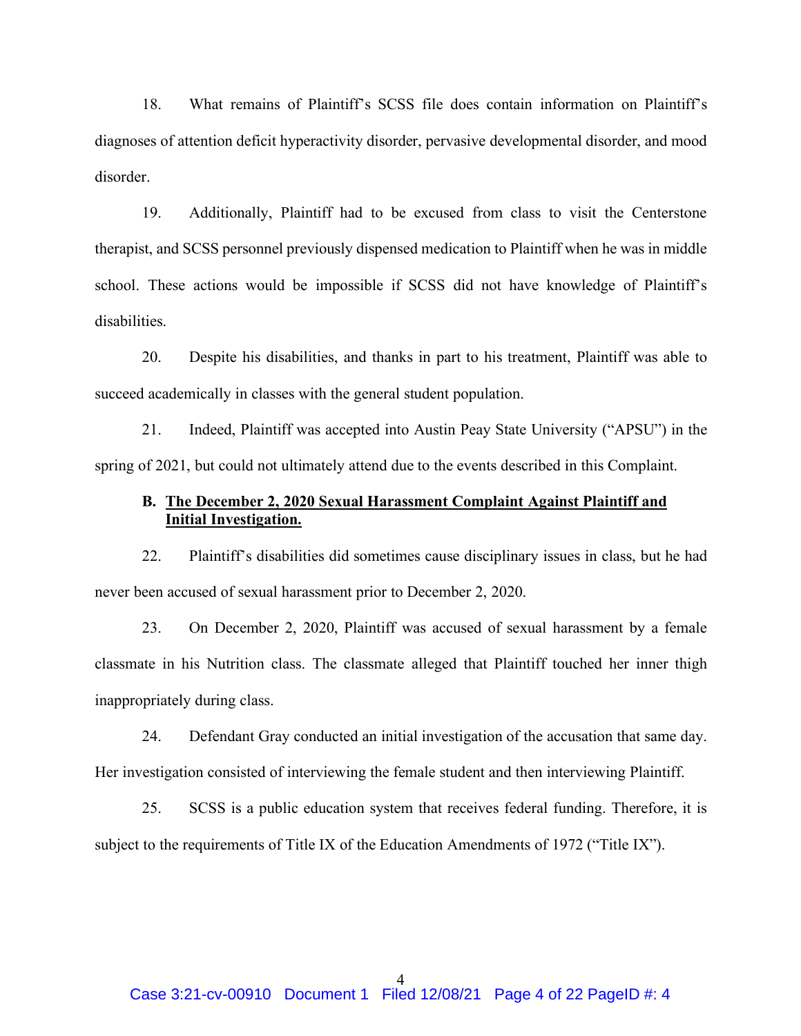18. What remains of Plaintiff's SCSS file does contain information on Plaintiff's diagnoses of attention deficit hyperactivity disorder, pervasive developmental disorder, and mood disorder.

19. Additionally, Plaintiff had to be excused from class to visit the Centerstone therapist, and SCSS personnel previously dispensed medication to Plaintiff when he was in middle school. These actions would be impossible if SCSS did not have knowledge of Plaintiff's disabilities.

20. Despite his disabilities, and thanks in part to his treatment, Plaintiff was able to succeed academically in classes with the general student population.

21. Indeed, Plaintiff was accepted into Austin Peay State University ("APSU") in the spring of 2021, but could not ultimately attend due to the events described in this Complaint.

### B. The December 2, 2020 Sexual Harassment Complaint Against Plaintiff and Initial Investigation.

22. Plaintiff's disabilities did sometimes cause disciplinary issues in class, but he had never been accused of sexual harassment prior to December 2, 2020.

23. On December 2, 2020, Plaintiff was accused of sexual harassment by a female classmate in his Nutrition class. The classmate alleged that Plaintiff touched her inner thigh inappropriately during class.

24. Defendant Gray conducted an initial investigation of the accusation that same day. Her investigation consisted of interviewing the female student and then interviewing Plaintiff.

25. SCSS is a public education system that receives federal funding. Therefore, it is subject to the requirements of Title IX of the Education Amendments of 1972 ("Title IX").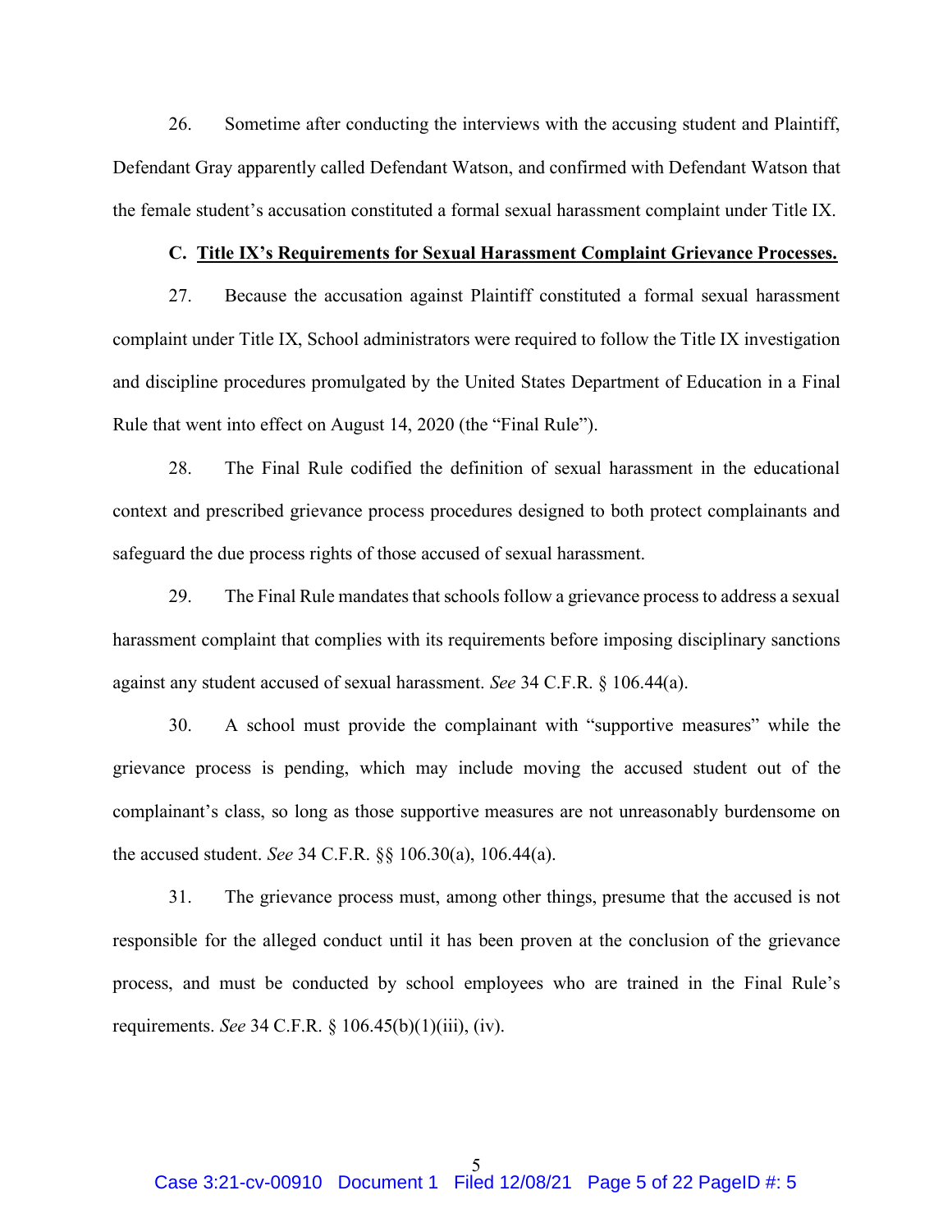26. Sometime after conducting the interviews with the accusing student and Plaintiff, Defendant Gray apparently called Defendant Watson, and confirmed with Defendant Watson that the female student's accusation constituted a formal sexual harassment complaint under Title IX.

### C. Title IX's Requirements for Sexual Harassment Complaint Grievance Processes.

27. Because the accusation against Plaintiff constituted a formal sexual harassment complaint under Title IX, School administrators were required to follow the Title IX investigation and discipline procedures promulgated by the United States Department of Education in a Final Rule that went into effect on August 14, 2020 (the "Final Rule").

28. The Final Rule codified the definition of sexual harassment in the educational context and prescribed grievance process procedures designed to both protect complainants and safeguard the due process rights of those accused of sexual harassment.

29. The Final Rule mandates that schools follow a grievance process to address a sexual harassment complaint that complies with its requirements before imposing disciplinary sanctions against any student accused of sexual harassment. *See* 34 C.F.R. § 106.44(a).

30. A school must provide the complainant with "supportive measures" while the grievance process is pending, which may include moving the accused student out of the complainant's class, so long as those supportive measures are not unreasonably burdensome on the accused student. *See* 34 C.F.R. §§ 106.30(a), 106.44(a).

31. The grievance process must, among other things, presume that the accused is not responsible for the alleged conduct until it has been proven at the conclusion of the grievance process, and must be conducted by school employees who are trained in the Final Rule's requirements. *See* 34 C.F.R. § 106.45(b)(1)(iii), (iv).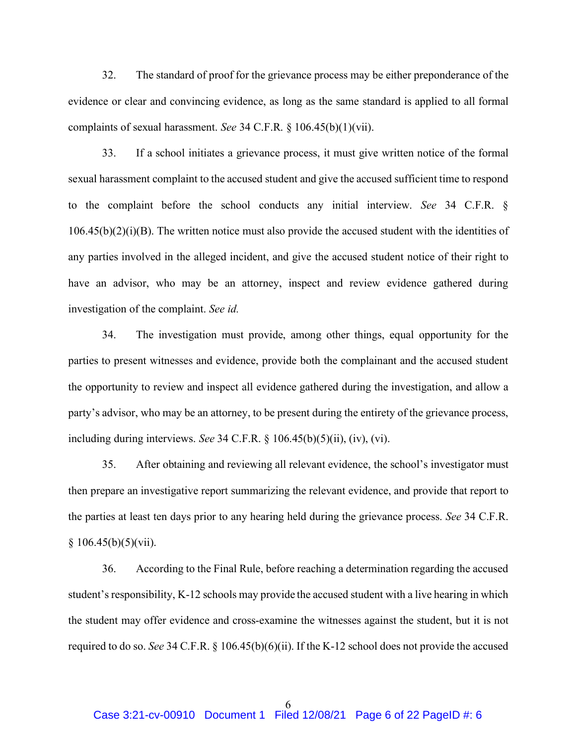32. The standard of proof for the grievance process may be either preponderance of the evidence or clear and convincing evidence, as long as the same standard is applied to all formal complaints of sexual harassment. *See* 34 C.F.R. § 106.45(b)(1)(vii).

33. If a school initiates a grievance process, it must give written notice of the formal sexual harassment complaint to the accused student and give the accused sufficient time to respond to the complaint before the school conducts any initial interview. *See* 34 C.F.R. § 106.45(b)(2)(i)(B). The written notice must also provide the accused student with the identities of any parties involved in the alleged incident, and give the accused student notice of their right to have an advisor, who may be an attorney, inspect and review evidence gathered during investigation of the complaint. *See id.*

34. The investigation must provide, among other things, equal opportunity for the parties to present witnesses and evidence, provide both the complainant and the accused student the opportunity to review and inspect all evidence gathered during the investigation, and allow a party's advisor, who may be an attorney, to be present during the entirety of the grievance process, including during interviews. *See* 34 C.F.R. § 106.45(b)(5)(ii), (iv), (vi).

35. After obtaining and reviewing all relevant evidence, the school's investigator must then prepare an investigative report summarizing the relevant evidence, and provide that report to the parties at least ten days prior to any hearing held during the grievance process. *See* 34 C.F.R. § 106.45(b)(5)(vii).

36. According to the Final Rule, before reaching a determination regarding the accused student's responsibility, K-12 schools may provide the accused student with a live hearing in which the student may offer evidence and cross-examine the witnesses against the student, but it is not required to do so. *See* 34 C.F.R. § 106.45(b)(6)(ii). If the K-12 school does not provide the accused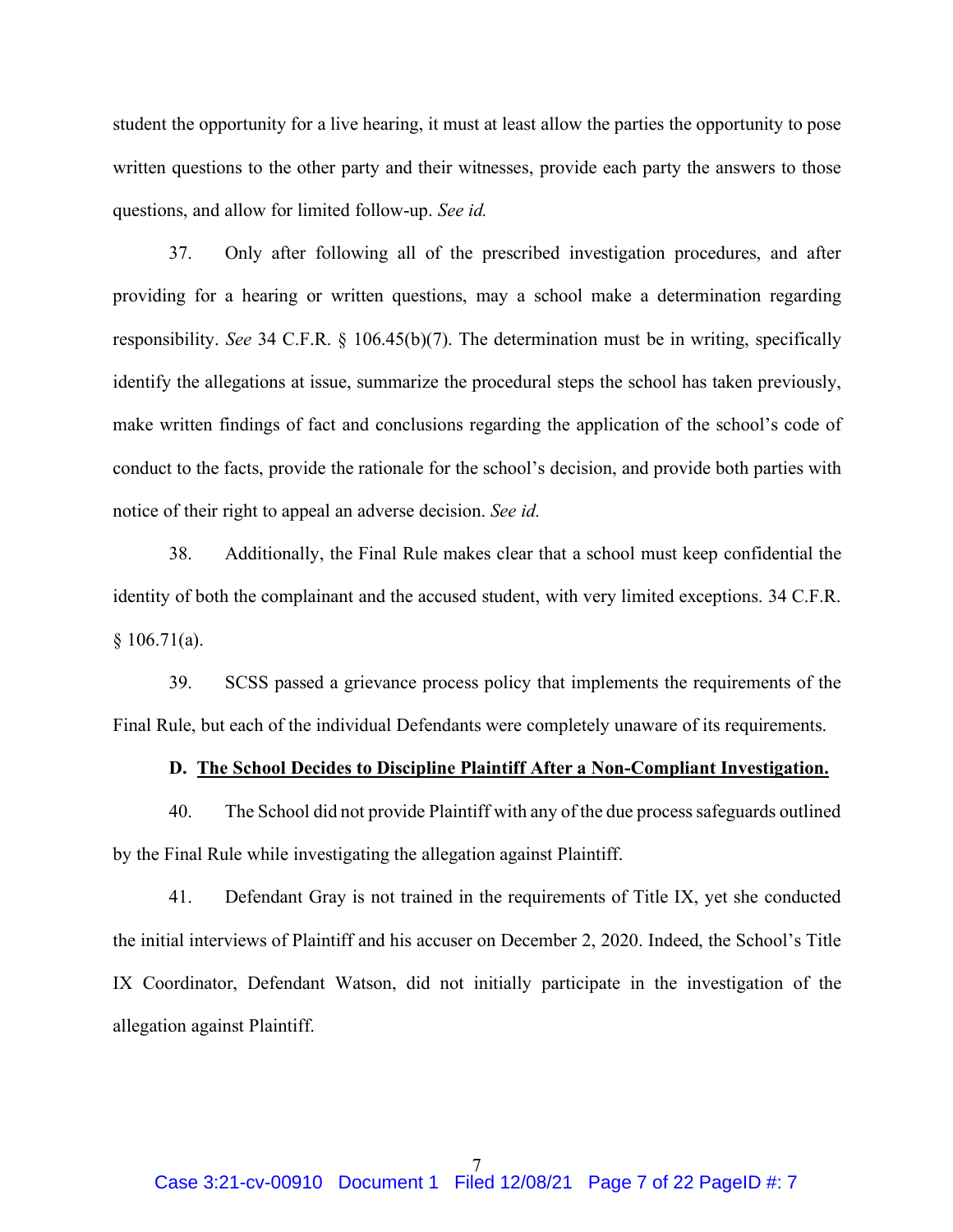student the opportunity for a live hearing, it must at least allow the parties the opportunity to pose written questions to the other party and their witnesses, provide each party the answers to those questions, and allow for limited follow-up. *See id.*

37. Only after following all of the prescribed investigation procedures, and after providing for a hearing or written questions, may a school make a determination regarding responsibility. *See* 34 C.F.R. § 106.45(b)(7). The determination must be in writing, specifically identify the allegations at issue, summarize the procedural steps the school has taken previously, make written findings of fact and conclusions regarding the application of the school's code of conduct to the facts, provide the rationale for the school's decision, and provide both parties with notice of their right to appeal an adverse decision. *See id.*

38. Additionally, the Final Rule makes clear that a school must keep confidential the identity of both the complainant and the accused student, with very limited exceptions. 34 C.F.R. § 106.71(a).

39. SCSS passed a grievance process policy that implements the requirements of the Final Rule, but each of the individual Defendants were completely unaware of its requirements.

**D. <u>The School Decides to Discipline Plaintiff After a Non-Compliant Investigation.</u>**

40. The School did not provide Plaintiff with any of the due process safeguards outlined by the Final Rule while investigating the allegation against Plaintiff.

41. Defendant Gray is not trained in the requirements of Title IX, yet she conducted the initial interviews of Plaintiff and his accuser on December 2, 2020. Indeed, the School's Title IX Coordinator, Defendant Watson, did not initially participate in the investigation of the allegation against Plaintiff.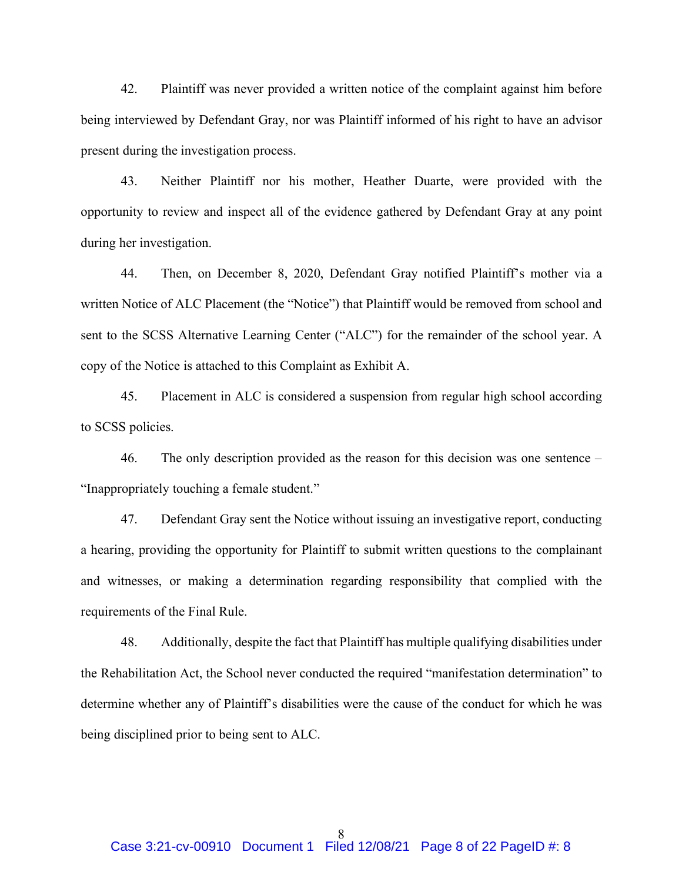42. Plaintiff was never provided a written notice of the complaint against him before being interviewed by Defendant Gray, nor was Plaintiff informed of his right to have an advisor present during the investigation process.

43. Neither Plaintiff nor his mother, Heather Duarte, were provided with the opportunity to review and inspect all of the evidence gathered by Defendant Gray at any point during her investigation.

44. Then, on December 8, 2020, Defendant Gray notified Plaintiff's mother via a written Notice of ALC Placement (the "Notice") that Plaintiff would be removed from school and sent to the SCSS Alternative Learning Center ("ALC") for the remainder of the school year. A copy of the Notice is attached to this Complaint as Exhibit A.

45. Placement in ALC is considered a suspension from regular high school according to SCSS policies.

46. The only description provided as the reason for this decision was one sentence – "Inappropriately touching a female student."

47. Defendant Gray sent the Notice without issuing an investigative report, conducting a hearing, providing the opportunity for Plaintiff to submit written questions to the complainant and witnesses, or making a determination regarding responsibility that complied with the requirements of the Final Rule.

48. Additionally, despite the fact that Plaintiff has multiple qualifying disabilities under the Rehabilitation Act, the School never conducted the required "manifestation determination" to determine whether any of Plaintiff's disabilities were the cause of the conduct for which he was being disciplined prior to being sent to ALC.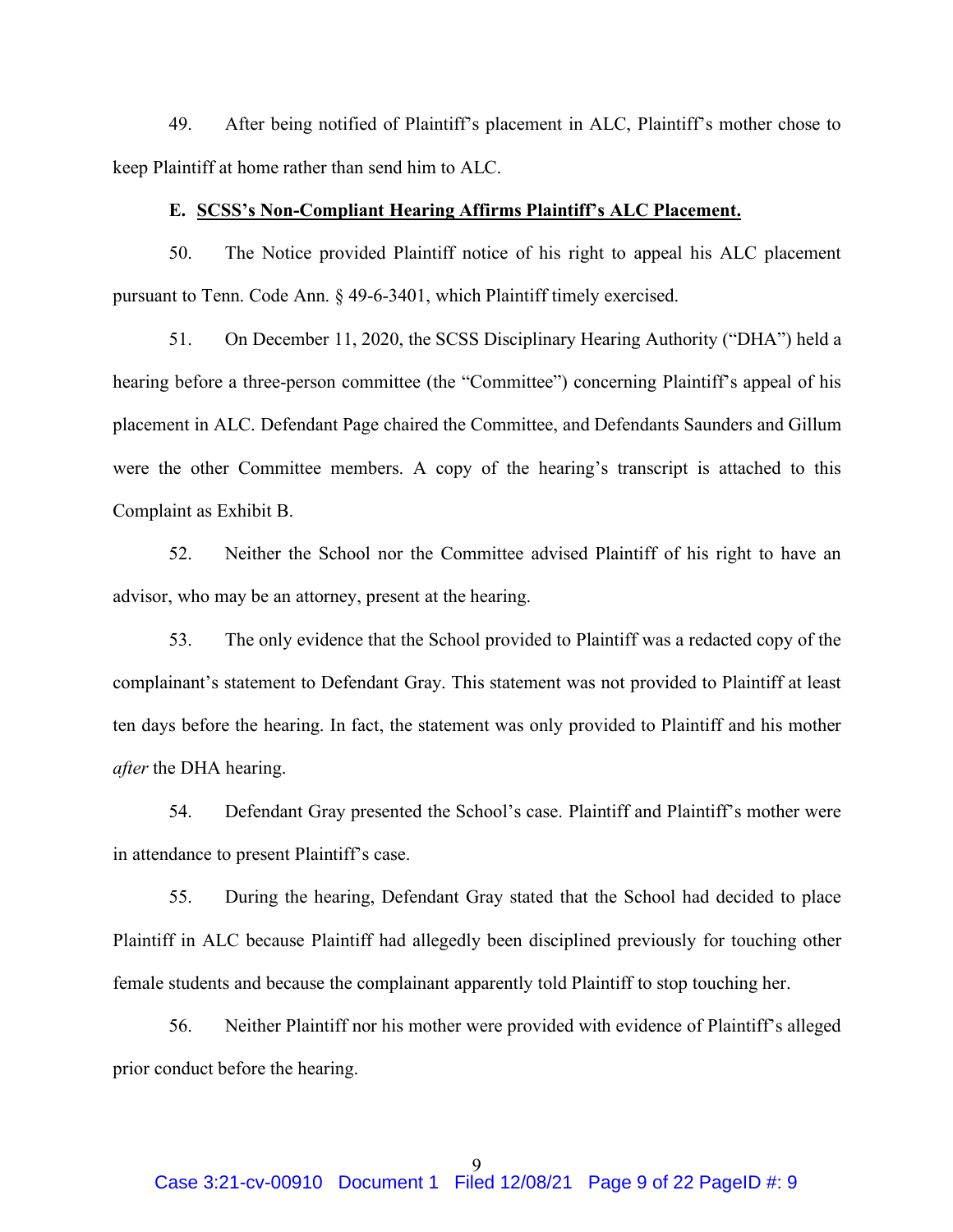49. After being notified of Plaintiff's placement in ALC, Plaintiff's mother chose to keep Plaintiff at home rather than send him to ALC.

### E. SCSS's Non-Compliant Hearing Affirms Plaintiff's ALC Placement.

50. The Notice provided Plaintiff notice of his right to appeal his ALC placement pursuant to Tenn. Code Ann. § 49-6-3401, which Plaintiff timely exercised.

51. On December 11, 2020, the SCSS Disciplinary Hearing Authority ("DHA") held a hearing before a three-person committee (the "Committee") concerning Plaintiff's appeal of his placement in ALC. Defendant Page chaired the Committee, and Defendants Saunders and Gillum were the other Committee members. A copy of the hearing's transcript is attached to this Complaint as Exhibit B.

52. Neither the School nor the Committee advised Plaintiff of his right to have an advisor, who may be an attorney, present at the hearing.

53. The only evidence that the School provided to Plaintiff was a redacted copy of the complainant's statement to Defendant Gray. This statement was not provided to Plaintiff at least ten days before the hearing. In fact, the statement was only provided to Plaintiff and his mother *after* the DHA hearing.

54. Defendant Gray presented the School's case. Plaintiff and Plaintiff's mother were in attendance to present Plaintiff's case.

55. During the hearing, Defendant Gray stated that the School had decided to place Plaintiff in ALC because Plaintiff had allegedly been disciplined previously for touching other female students and because the complainant apparently told Plaintiff to stop touching her.

56. Neither Plaintiff nor his mother were provided with evidence of Plaintiff's alleged prior conduct before the hearing.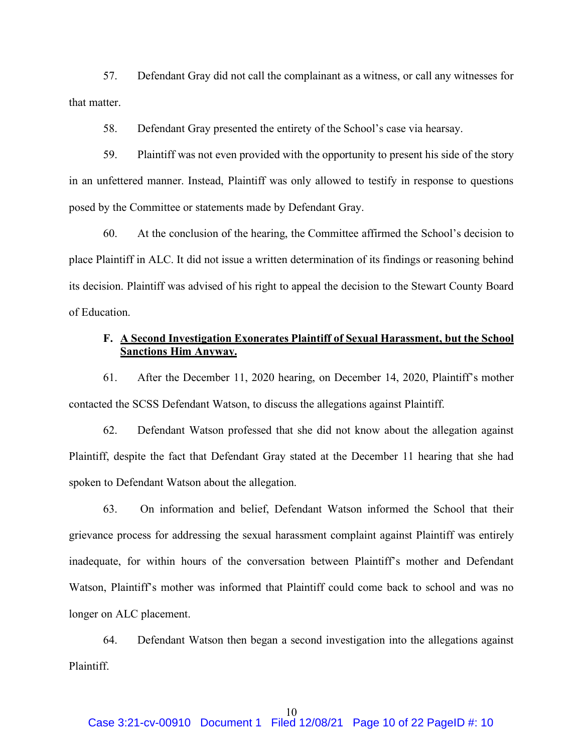57. Defendant Gray did not call the complainant as a witness, or call any witnesses for that matter.

58. Defendant Gray presented the entirety of the School's case via hearsay.

59. Plaintiff was not even provided with the opportunity to present his side of the story in an unfettered manner. Instead, Plaintiff was only allowed to testify in response to questions posed by the Committee or statements made by Defendant Gray.

60. At the conclusion of the hearing, the Committee affirmed the School's decision to place Plaintiff in ALC. It did not issue a written determination of its findings or reasoning behind its decision. Plaintiff was advised of his right to appeal the decision to the Stewart County Board of Education.

### F. A Second Investigation Exonerates Plaintiff of Sexual Harassment, but the School Sanctions Him Anyway.

61. After the December 11, 2020 hearing, on December 14, 2020, Plaintiff's mother contacted the SCSS Defendant Watson, to discuss the allegations against Plaintiff.

62. Defendant Watson professed that she did not know about the allegation against Plaintiff, despite the fact that Defendant Gray stated at the December 11 hearing that she had spoken to Defendant Watson about the allegation.

63. On information and belief, Defendant Watson informed the School that their grievance process for addressing the sexual harassment complaint against Plaintiff was entirely inadequate, for within hours of the conversation between Plaintiff's mother and Defendant Watson, Plaintiff's mother was informed that Plaintiff could come back to school and was no longer on ALC placement.

64. Defendant Watson then began a second investigation into the allegations against Plaintiff.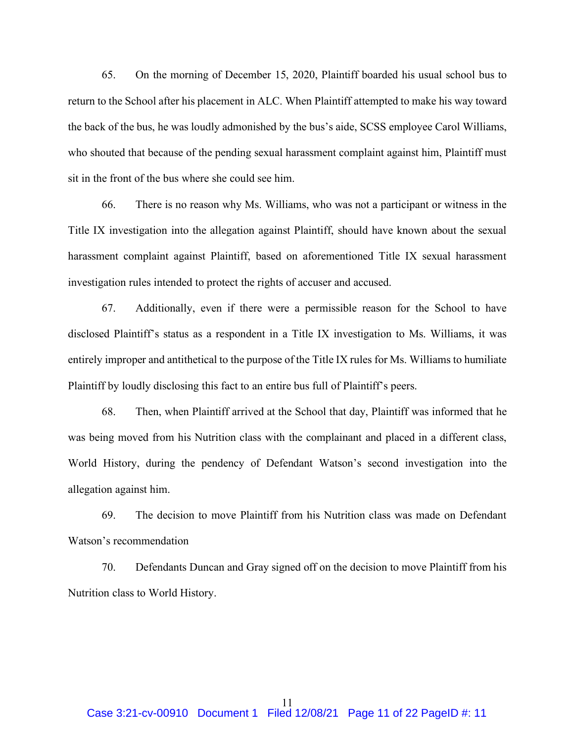65. On the morning of December 15, 2020, Plaintiff boarded his usual school bus to return to the School after his placement in ALC. When Plaintiff attempted to make his way toward the back of the bus, he was loudly admonished by the bus's aide, SCSS employee Carol Williams, who shouted that because of the pending sexual harassment complaint against him, Plaintiff must sit in the front of the bus where she could see him.

66. There is no reason why Ms. Williams, who was not a participant or witness in the Title IX investigation into the allegation against Plaintiff, should have known about the sexual harassment complaint against Plaintiff, based on aforementioned Title IX sexual harassment investigation rules intended to protect the rights of accuser and accused.

67. Additionally, even if there were a permissible reason for the School to have disclosed Plaintiff's status as a respondent in a Title IX investigation to Ms. Williams, it was entirely improper and antithetical to the purpose of the Title IX rules for Ms. Williams to humiliate Plaintiff by loudly disclosing this fact to an entire bus full of Plaintiff's peers.

68. Then, when Plaintiff arrived at the School that day, Plaintiff was informed that he was being moved from his Nutrition class with the complainant and placed in a different class, World History, during the pendency of Defendant Watson's second investigation into the allegation against him.

69. The decision to move Plaintiff from his Nutrition class was made on Defendant Watson's recommendation

70. Defendants Duncan and Gray signed off on the decision to move Plaintiff from his Nutrition class to World History.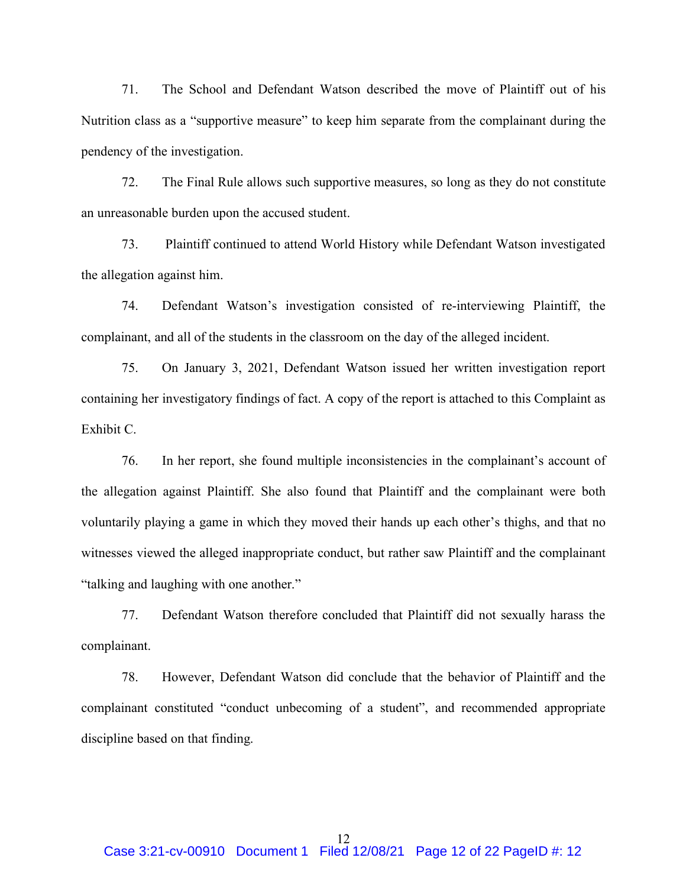71. The School and Defendant Watson described the move of Plaintiff out of his Nutrition class as a "supportive measure" to keep him separate from the complainant during the pendency of the investigation.

72. The Final Rule allows such supportive measures, so long as they do not constitute an unreasonable burden upon the accused student.

73. Plaintiff continued to attend World History while Defendant Watson investigated the allegation against him.

74. Defendant Watson's investigation consisted of re-interviewing Plaintiff, the complainant, and all of the students in the classroom on the day of the alleged incident.

75. On January 3, 2021, Defendant Watson issued her written investigation report containing her investigatory findings of fact. A copy of the report is attached to this Complaint as Exhibit C.

76. In her report, she found multiple inconsistencies in the complainant's account of the allegation against Plaintiff. She also found that Plaintiff and the complainant were both voluntarily playing a game in which they moved their hands up each other's thighs, and that no witnesses viewed the alleged inappropriate conduct, but rather saw Plaintiff and the complainant "talking and laughing with one another."

77. Defendant Watson therefore concluded that Plaintiff did not sexually harass the complainant.

78. However, Defendant Watson did conclude that the behavior of Plaintiff and the complainant constituted "conduct unbecoming of a student", and recommended appropriate discipline based on that finding.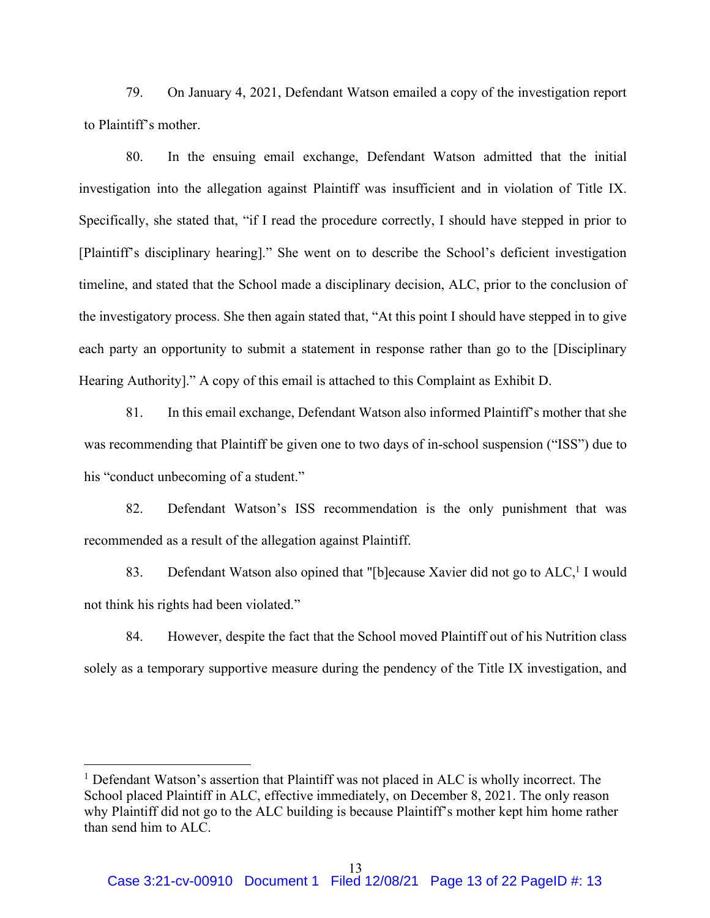79. On January 4, 2021, Defendant Watson emailed a copy of the investigation report to Plaintiff's mother.

80. In the ensuing email exchange, Defendant Watson admitted that the initial investigation into the allegation against Plaintiff was insufficient and in violation of Title IX. Specifically, she stated that, "if I read the procedure correctly, I should have stepped in prior to [Plaintiff's disciplinary hearing]." She went on to describe the School's deficient investigation timeline, and stated that the School made a disciplinary decision, ALC, prior to the conclusion of the investigatory process. She then again stated that, "At this point I should have stepped in to give each party an opportunity to submit a statement in response rather than go to the [Disciplinary Hearing Authority]." A copy of this email is attached to this Complaint as Exhibit D.

81. In this email exchange, Defendant Watson also informed Plaintiff's mother that she was recommending that Plaintiff be given one to two days of in-school suspension ("ISS") due to his "conduct unbecoming of a student."

82. Defendant Watson's ISS recommendation is the only punishment that was recommended as a result of the allegation against Plaintiff.

83. Defendant Watson also opined that "[b]ecause Xavier did not go to ALC,[1] I would not think his rights had been violated."

84. However, despite the fact that the School moved Plaintiff out of his Nutrition class solely as a temporary supportive measure during the pendency of the Title IX investigation, and

[1] Defendant Watson's assertion that Plaintiff was not placed in ALC is wholly incorrect. The School placed Plaintiff in ALC, effective immediately, on December 8, 2021. The only reason why Plaintiff did not go to the ALC building is because Plaintiff's mother kept him home rather than send him to ALC.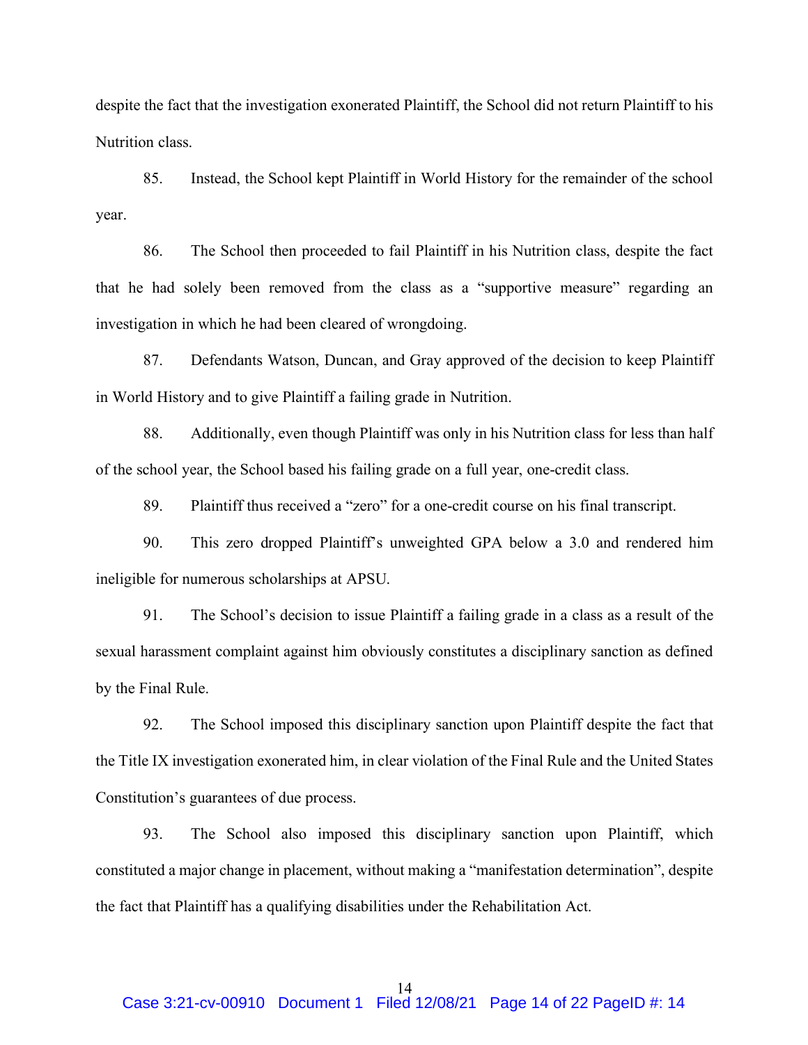despite the fact that the investigation exonerated Plaintiff, the School did not return Plaintiff to his Nutrition class.

85. Instead, the School kept Plaintiff in World History for the remainder of the school year.

86. The School then proceeded to fail Plaintiff in his Nutrition class, despite the fact that he had solely been removed from the class as a "supportive measure" regarding an investigation in which he had been cleared of wrongdoing.

87. Defendants Watson, Duncan, and Gray approved of the decision to keep Plaintiff in World History and to give Plaintiff a failing grade in Nutrition.

88. Additionally, even though Plaintiff was only in his Nutrition class for less than half of the school year, the School based his failing grade on a full year, one-credit class.

89. Plaintiff thus received a "zero" for a one-credit course on his final transcript.

90. This zero dropped Plaintiff's unweighted GPA below a 3.0 and rendered him ineligible for numerous scholarships at APSU.

91. The School's decision to issue Plaintiff a failing grade in a class as a result of the sexual harassment complaint against him obviously constitutes a disciplinary sanction as defined by the Final Rule.

92. The School imposed this disciplinary sanction upon Plaintiff despite the fact that the Title IX investigation exonerated him, in clear violation of the Final Rule and the United States Constitution's guarantees of due process.

93. The School also imposed this disciplinary sanction upon Plaintiff, which constituted a major change in placement, without making a "manifestation determination", despite the fact that Plaintiff has a qualifying disabilities under the Rehabilitation Act.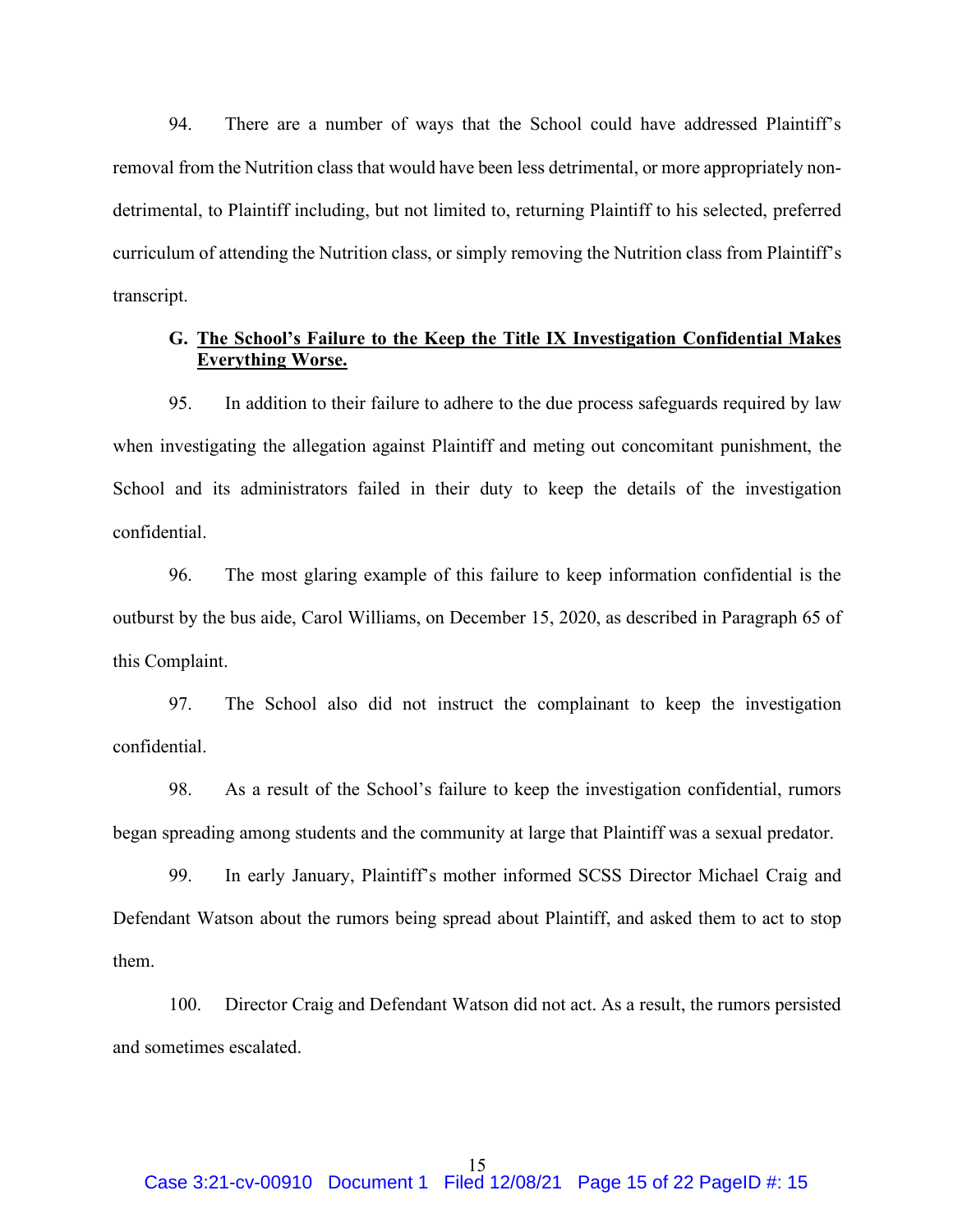94. There are a number of ways that the School could have addressed Plaintiff's removal from the Nutrition class that would have been less detrimental, or more appropriately non-detrimental, to Plaintiff including, but not limited to, returning Plaintiff to his selected, preferred curriculum of attending the Nutrition class, or simply removing the Nutrition class from Plaintiff's transcript.

### G. The School's Failure to the Keep the Title IX Investigation Confidential Makes Everything Worse.

95. In addition to their failure to adhere to the due process safeguards required by law when investigating the allegation against Plaintiff and meting out concomitant punishment, the School and its administrators failed in their duty to keep the details of the investigation confidential.

96. The most glaring example of this failure to keep information confidential is the outburst by the bus aide, Carol Williams, on December 15, 2020, as described in Paragraph 65 of this Complaint.

97. The School also did not instruct the complainant to keep the investigation confidential.

98. As a result of the School's failure to keep the investigation confidential, rumors began spreading among students and the community at large that Plaintiff was a sexual predator.

99. In early January, Plaintiff's mother informed SCSS Director Michael Craig and Defendant Watson about the rumors being spread about Plaintiff, and asked them to act to stop them.

100. Director Craig and Defendant Watson did not act. As a result, the rumors persisted and sometimes escalated.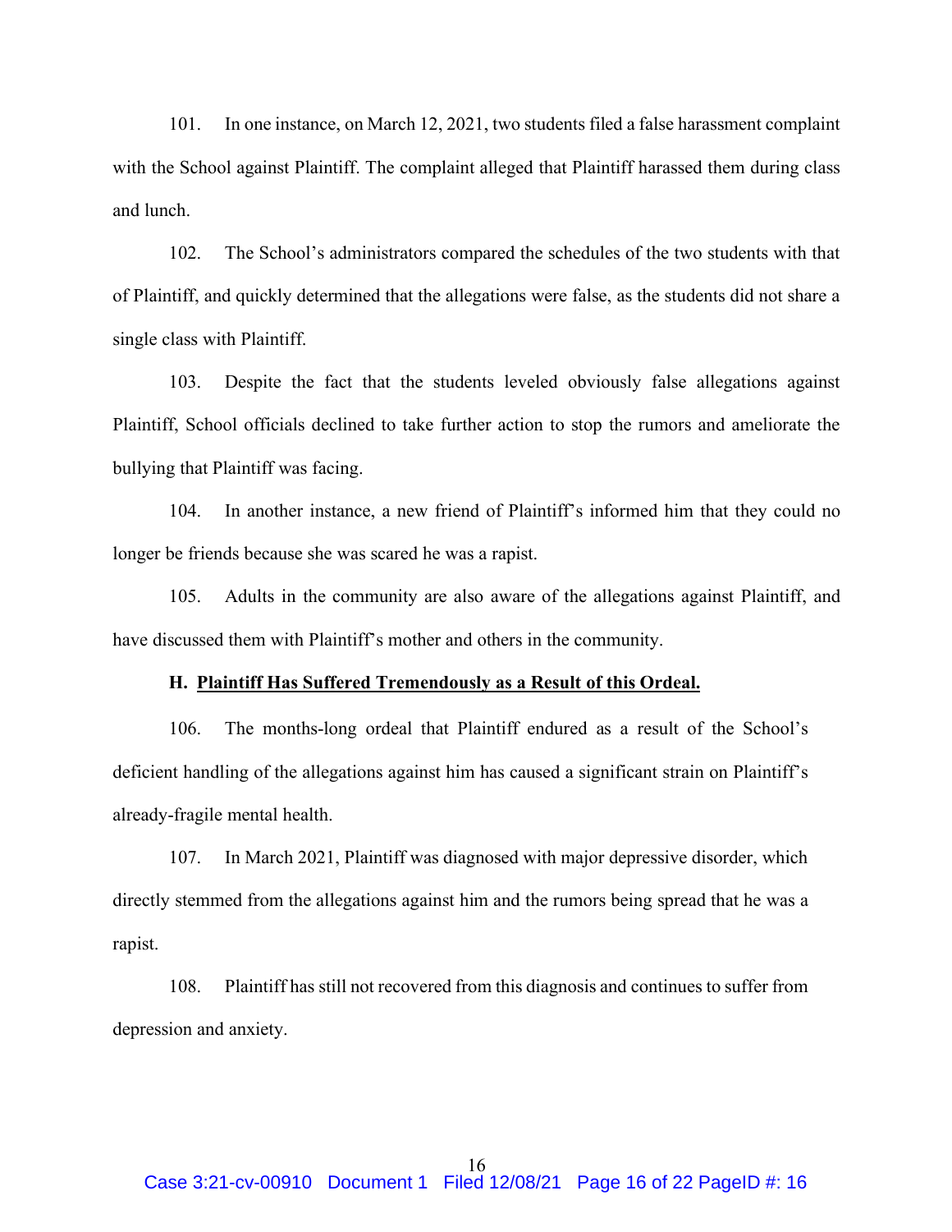101. In one instance, on March 12, 2021, two students filed a false harassment complaint with the School against Plaintiff. The complaint alleged that Plaintiff harassed them during class and lunch.

102. The School's administrators compared the schedules of the two students with that of Plaintiff, and quickly determined that the allegations were false, as the students did not share a single class with Plaintiff.

103. Despite the fact that the students leveled obviously false allegations against Plaintiff, School officials declined to take further action to stop the rumors and ameliorate the bullying that Plaintiff was facing.

104. In another instance, a new friend of Plaintiff's informed him that they could no longer be friends because she was scared he was a rapist.

105. Adults in the community are also aware of the allegations against Plaintiff, and have discussed them with Plaintiff's mother and others in the community.

### H. <u>Plaintiff Has Suffered Tremendously as a Result of this Ordeal.</u>

106. The months-long ordeal that Plaintiff endured as a result of the School's deficient handling of the allegations against him has caused a significant strain on Plaintiff's already-fragile mental health.

107. In March 2021, Plaintiff was diagnosed with major depressive disorder, which directly stemmed from the allegations against him and the rumors being spread that he was a rapist.

108. Plaintiff has still not recovered from this diagnosis and continues to suffer from depression and anxiety.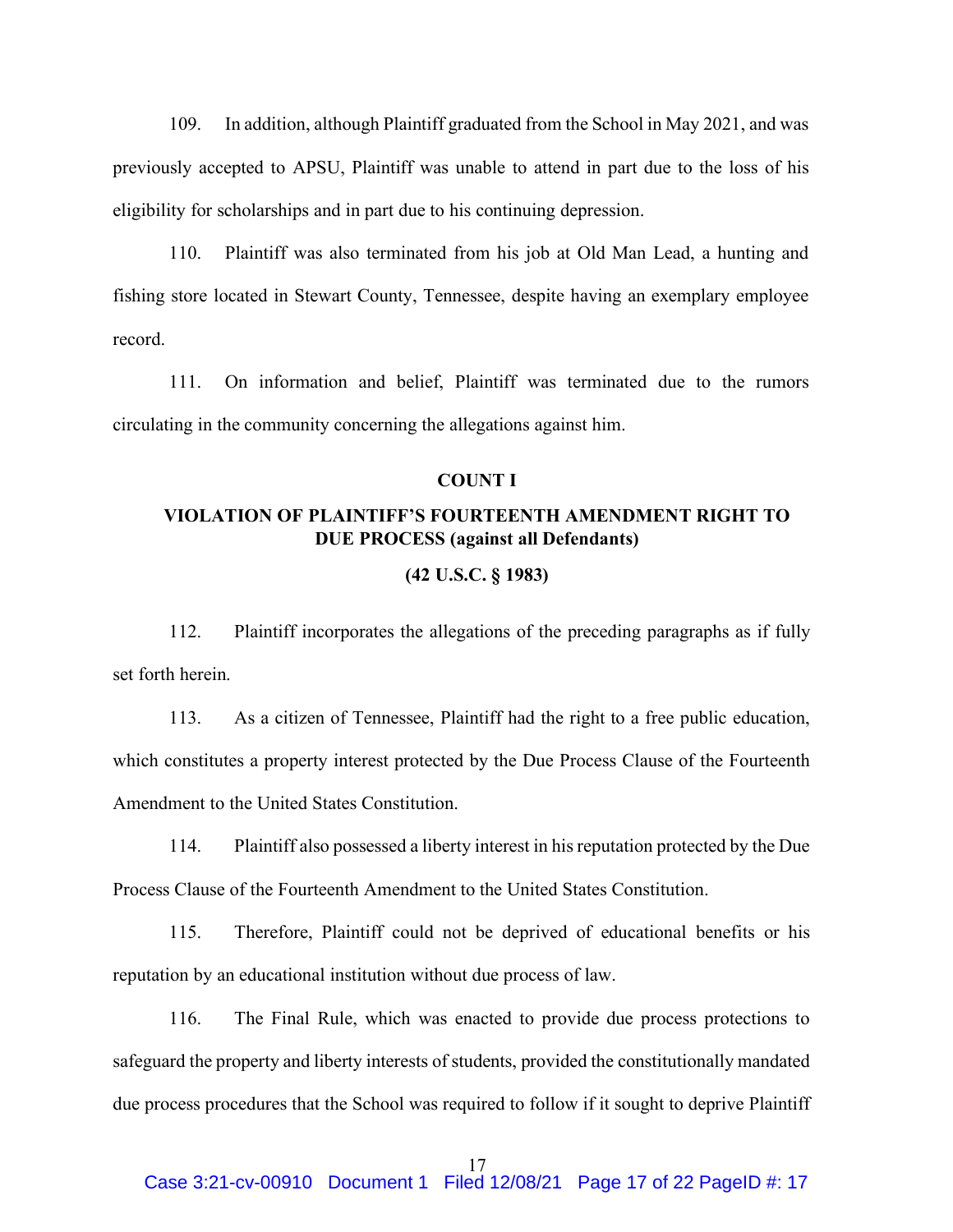109. In addition, although Plaintiff graduated from the School in May 2021, and was previously accepted to APSU, Plaintiff was unable to attend in part due to the loss of his eligibility for scholarships and in part due to his continuing depression.

110. Plaintiff was also terminated from his job at Old Man Lead, a hunting and fishing store located in Stewart County, Tennessee, despite having an exemplary employee record.

111. On information and belief, Plaintiff was terminated due to the rumors circulating in the community concerning the allegations against him.

**COUNT I**

**VIOLATION OF PLAINTIFF'S FOURTEENTH AMENDMENT RIGHT TO DUE PROCESS (against all Defendants)**

**(42 U.S.C. § 1983)**

112. Plaintiff incorporates the allegations of the preceding paragraphs as if fully set forth herein.

113. As a citizen of Tennessee, Plaintiff had the right to a free public education, which constitutes a property interest protected by the Due Process Clause of the Fourteenth Amendment to the United States Constitution.

114. Plaintiff also possessed a liberty interest in his reputation protected by the Due Process Clause of the Fourteenth Amendment to the United States Constitution.

115. Therefore, Plaintiff could not be deprived of educational benefits or his reputation by an educational institution without due process of law.

116. The Final Rule, which was enacted to provide due process protections to safeguard the property and liberty interests of students, provided the constitutionally mandated due process procedures that the School was required to follow if it sought to deprive Plaintiff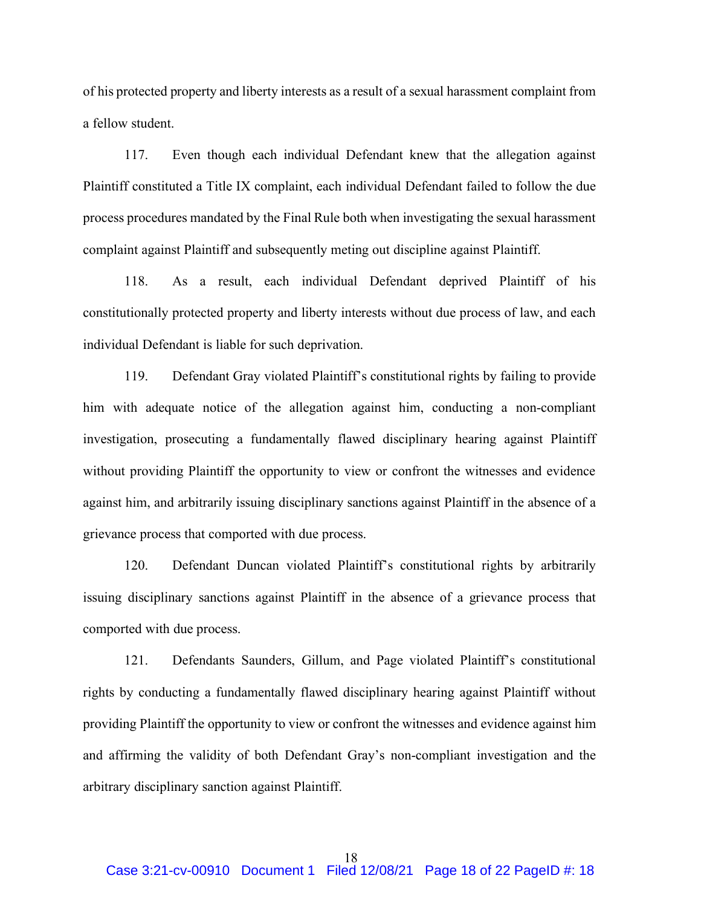of his protected property and liberty interests as a result of a sexual harassment complaint from a fellow student.

117. Even though each individual Defendant knew that the allegation against Plaintiff constituted a Title IX complaint, each individual Defendant failed to follow the due process procedures mandated by the Final Rule both when investigating the sexual harassment complaint against Plaintiff and subsequently meting out discipline against Plaintiff.

118. As a result, each individual Defendant deprived Plaintiff of his constitutionally protected property and liberty interests without due process of law, and each individual Defendant is liable for such deprivation.

119. Defendant Gray violated Plaintiff's constitutional rights by failing to provide him with adequate notice of the allegation against him, conducting a non-compliant investigation, prosecuting a fundamentally flawed disciplinary hearing against Plaintiff without providing Plaintiff the opportunity to view or confront the witnesses and evidence against him, and arbitrarily issuing disciplinary sanctions against Plaintiff in the absence of a grievance process that comported with due process.

120. Defendant Duncan violated Plaintiff's constitutional rights by arbitrarily issuing disciplinary sanctions against Plaintiff in the absence of a grievance process that comported with due process.

121. Defendants Saunders, Gillum, and Page violated Plaintiff's constitutional rights by conducting a fundamentally flawed disciplinary hearing against Plaintiff without providing Plaintiff the opportunity to view or confront the witnesses and evidence against him and affirming the validity of both Defendant Gray's non-compliant investigation and the arbitrary disciplinary sanction against Plaintiff.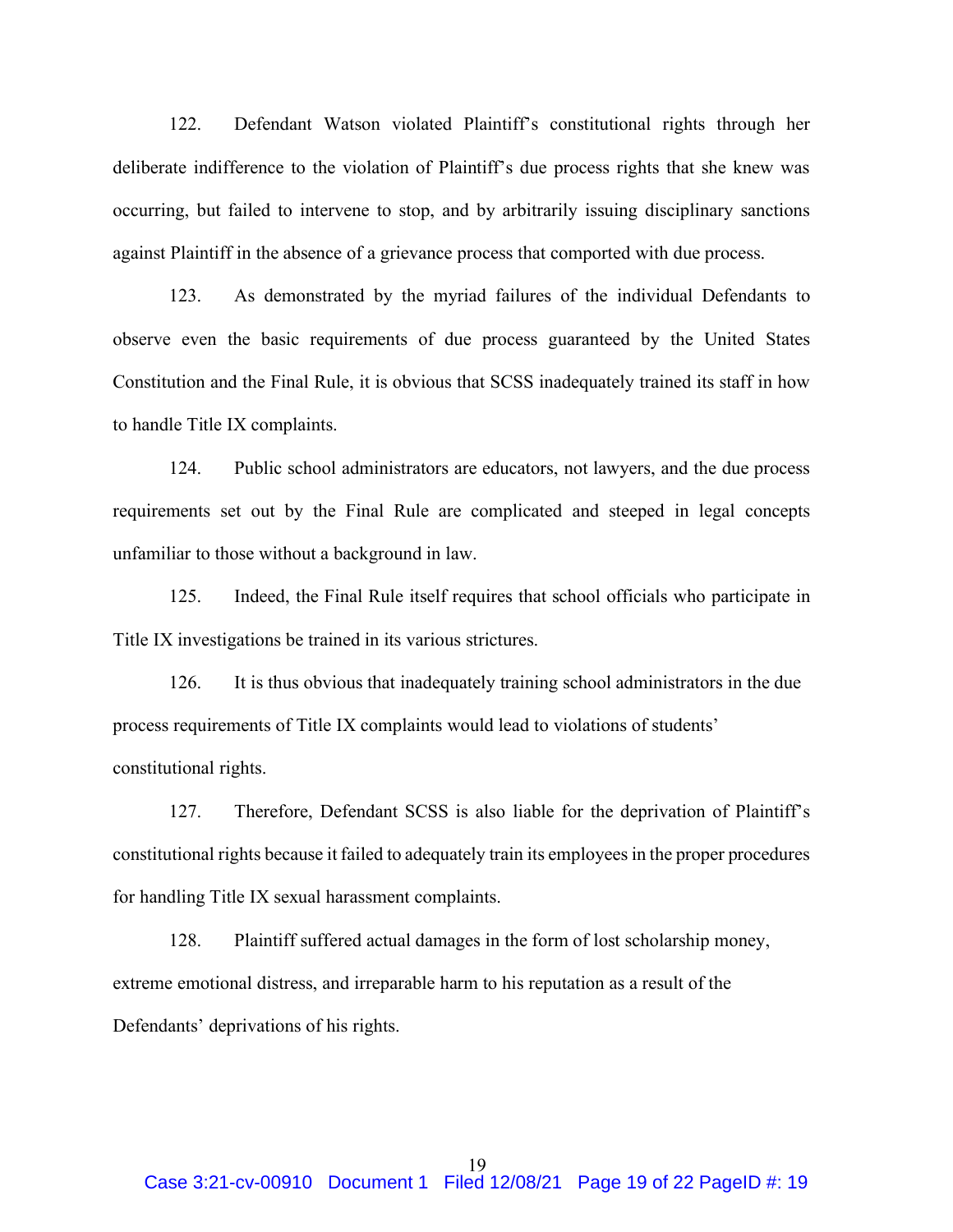122. Defendant Watson violated Plaintiff's constitutional rights through her deliberate indifference to the violation of Plaintiff's due process rights that she knew was occurring, but failed to intervene to stop, and by arbitrarily issuing disciplinary sanctions against Plaintiff in the absence of a grievance process that comported with due process.

123. As demonstrated by the myriad failures of the individual Defendants to observe even the basic requirements of due process guaranteed by the United States Constitution and the Final Rule, it is obvious that SCSS inadequately trained its staff in how to handle Title IX complaints.

124. Public school administrators are educators, not lawyers, and the due process requirements set out by the Final Rule are complicated and steeped in legal concepts unfamiliar to those without a background in law.

125. Indeed, the Final Rule itself requires that school officials who participate in Title IX investigations be trained in its various strictures.

126. It is thus obvious that inadequately training school administrators in the due process requirements of Title IX complaints would lead to violations of students' constitutional rights.

127. Therefore, Defendant SCSS is also liable for the deprivation of Plaintiff's constitutional rights because it failed to adequately train its employees in the proper procedures for handling Title IX sexual harassment complaints.

128. Plaintiff suffered actual damages in the form of lost scholarship money, extreme emotional distress, and irreparable harm to his reputation as a result of the Defendants' deprivations of his rights.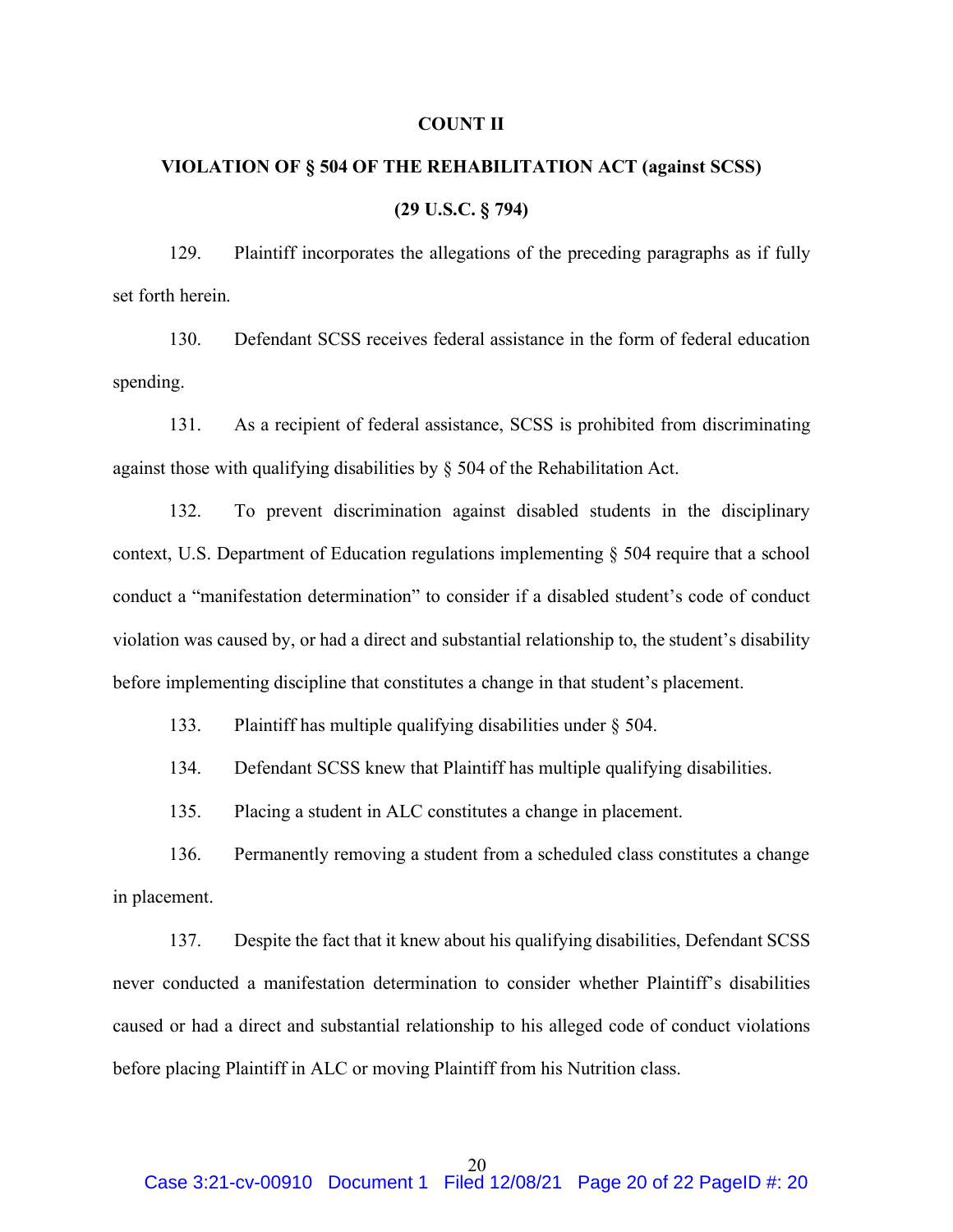**COUNT II**

**VIOLATION OF § 504 OF THE REHABILITATION ACT (against SCSS)**

**(29 U.S.C. § 794)**

129. Plaintiff incorporates the allegations of the preceding paragraphs as if fully set forth herein.

130. Defendant SCSS receives federal assistance in the form of federal education spending.

131. As a recipient of federal assistance, SCSS is prohibited from discriminating against those with qualifying disabilities by § 504 of the Rehabilitation Act.

132. To prevent discrimination against disabled students in the disciplinary context, U.S. Department of Education regulations implementing § 504 require that a school conduct a "manifestation determination" to consider if a disabled student's code of conduct violation was caused by, or had a direct and substantial relationship to, the student's disability before implementing discipline that constitutes a change in that student's placement.

133. Plaintiff has multiple qualifying disabilities under § 504.

134. Defendant SCSS knew that Plaintiff has multiple qualifying disabilities.

135. Placing a student in ALC constitutes a change in placement.

136. Permanently removing a student from a scheduled class constitutes a change in placement.

137. Despite the fact that it knew about his qualifying disabilities, Defendant SCSS never conducted a manifestation determination to consider whether Plaintiff's disabilities caused or had a direct and substantial relationship to his alleged code of conduct violations before placing Plaintiff in ALC or moving Plaintiff from his Nutrition class.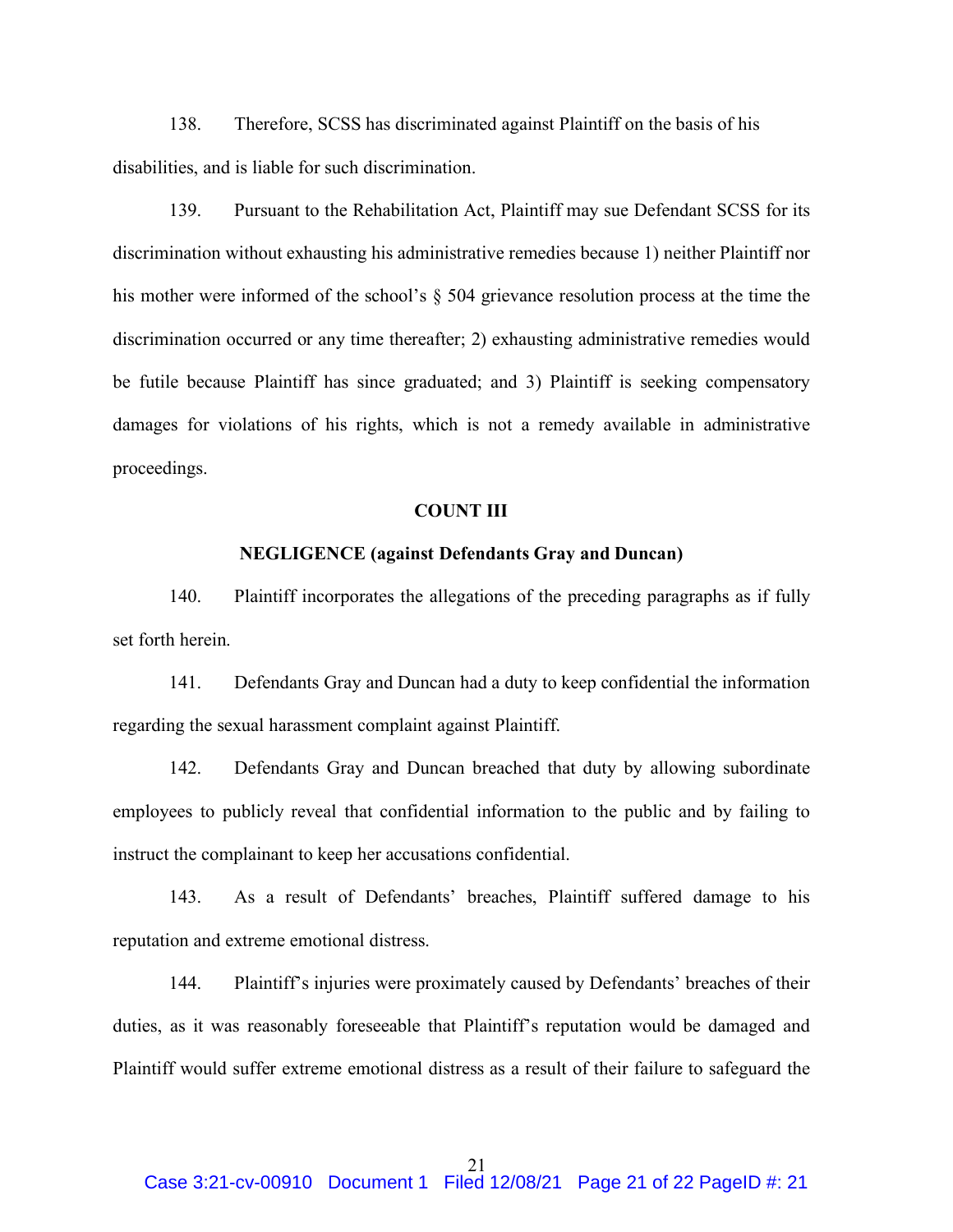138. Therefore, SCSS has discriminated against Plaintiff on the basis of his disabilities, and is liable for such discrimination.

139. Pursuant to the Rehabilitation Act, Plaintiff may sue Defendant SCSS for its discrimination without exhausting his administrative remedies because 1) neither Plaintiff nor his mother were informed of the school's § 504 grievance resolution process at the time the discrimination occurred or any time thereafter; 2) exhausting administrative remedies would be futile because Plaintiff has since graduated; and 3) Plaintiff is seeking compensatory damages for violations of his rights, which is not a remedy available in administrative proceedings.

**COUNT III**

**NEGLIGENCE (against Defendants Gray and Duncan)**

140. Plaintiff incorporates the allegations of the preceding paragraphs as if fully set forth herein.

141. Defendants Gray and Duncan had a duty to keep confidential the information regarding the sexual harassment complaint against Plaintiff.

142. Defendants Gray and Duncan breached that duty by allowing subordinate employees to publicly reveal that confidential information to the public and by failing to instruct the complainant to keep her accusations confidential.

143. As a result of Defendants' breaches, Plaintiff suffered damage to his reputation and extreme emotional distress.

144. Plaintiff's injuries were proximately caused by Defendants' breaches of their duties, as it was reasonably foreseeable that Plaintiff's reputation would be damaged and Plaintiff would suffer extreme emotional distress as a result of their failure to safeguard the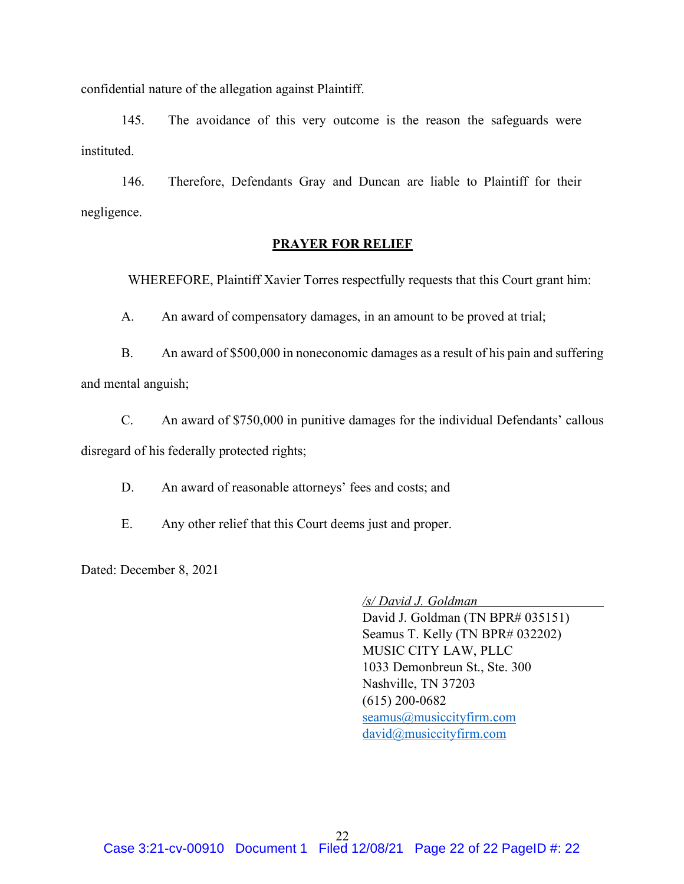confidential nature of the allegation against Plaintiff.

145. The avoidance of this very outcome is the reason the safeguards were instituted.

146. Therefore, Defendants Gray and Duncan are liable to Plaintiff for their negligence.

**PRAYER FOR RELIEF**

WHEREFORE, Plaintiff Xavier Torres respectfully requests that this Court grant him:

A. An award of compensatory damages, in an amount to be proved at trial;

B. An award of $500,000 in noneconomic damages as a result of his pain and suffering and mental anguish;

C. An award of $750,000 in punitive damages for the individual Defendants' callous disregard of his federally protected rights;

D. An award of reasonable attorneys' fees and costs; and

E. Any other relief that this Court deems just and proper.

Dated: December 8, 2021

*/s/ David J. Goldman*
David J. Goldman (TN BPR# 035151)
Seamus T. Kelly (TN BPR# 032202)
MUSIC CITY LAW, PLLC
1033 Demonbreun St., Ste. 300
Nashville, TN 37203
(615) 200-0682
seamus@musiccityfirm.com
david@musiccityfirm.com